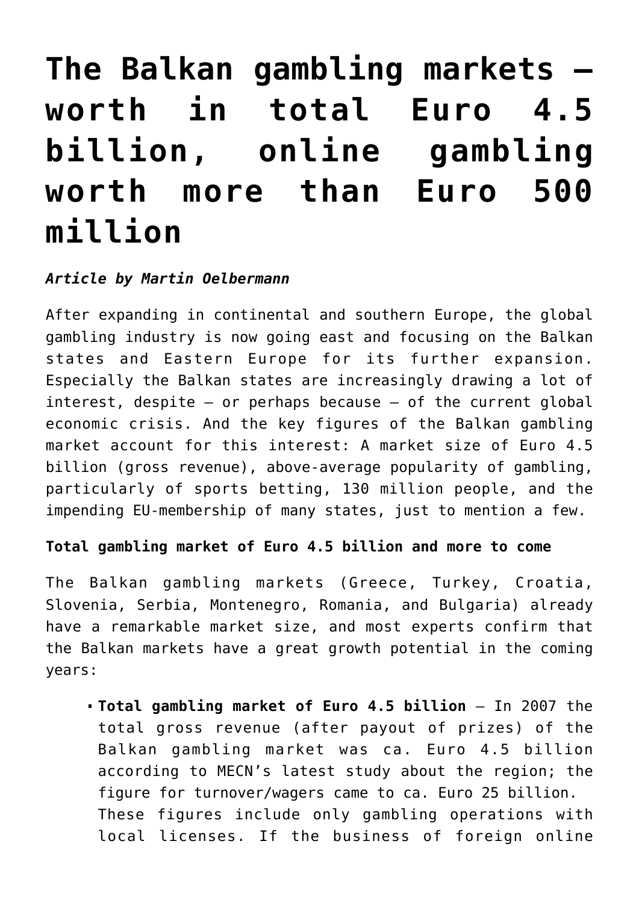# The Balkan gambling markets – worth in total Euro 4.5 billion, online gambling worth more than Euro 500 million

***Article by Martin Oelbermann***

After expanding in continental and southern Europe, the global gambling industry is now going east and focusing on the Balkan states and Eastern Europe for its further expansion. Especially the Balkan states are increasingly drawing a lot of interest, despite – or perhaps because – of the current global economic crisis. And the key figures of the Balkan gambling market account for this interest: A market size of Euro 4.5 billion (gross revenue), above-average popularity of gambling, particularly of sports betting, 130 million people, and the impending EU-membership of many states, just to mention a few.

**Total gambling market of Euro 4.5 billion and more to come**

The Balkan gambling markets (Greece, Turkey, Croatia, Slovenia, Serbia, Montenegro, Romania, and Bulgaria) already have a remarkable market size, and most experts confirm that the Balkan markets have a great growth potential in the coming years:

- **Total gambling market of Euro 4.5 billion** – In 2007 the total gross revenue (after payout of prizes) of the Balkan gambling market was ca. Euro 4.5 billion according to MECN's latest study about the region; the figure for turnover/wagers came to ca. Euro 25 billion. These figures include only gambling operations with local licenses. If the business of foreign online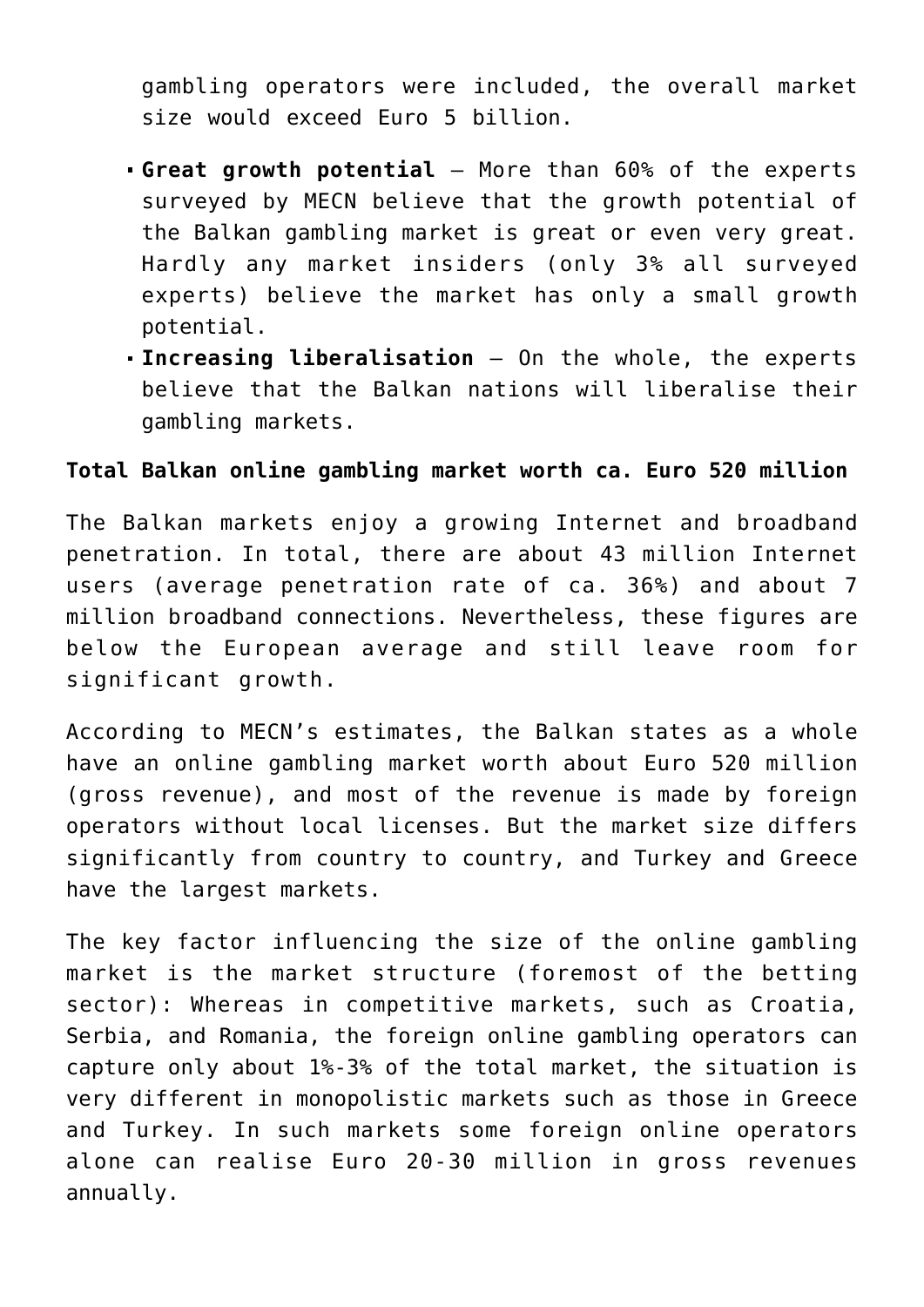gambling operators were included, the overall market size would exceed Euro 5 billion.

- **Great growth potential** – More than 60% of the experts surveyed by MECN believe that the growth potential of the Balkan gambling market is great or even very great. Hardly any market insiders (only 3% all surveyed experts) believe the market has only a small growth potential.
- **Increasing liberalisation** – On the whole, the experts believe that the Balkan nations will liberalise their gambling markets.

**Total Balkan online gambling market worth ca. Euro 520 million**

The Balkan markets enjoy a growing Internet and broadband penetration. In total, there are about 43 million Internet users (average penetration rate of ca. 36%) and about 7 million broadband connections. Nevertheless, these figures are below the European average and still leave room for significant growth.

According to MECN's estimates, the Balkan states as a whole have an online gambling market worth about Euro 520 million (gross revenue), and most of the revenue is made by foreign operators without local licenses. But the market size differs significantly from country to country, and Turkey and Greece have the largest markets.

The key factor influencing the size of the online gambling market is the market structure (foremost of the betting sector): Whereas in competitive markets, such as Croatia, Serbia, and Romania, the foreign online gambling operators can capture only about 1%-3% of the total market, the situation is very different in monopolistic markets such as those in Greece and Turkey. In such markets some foreign online operators alone can realise Euro 20-30 million in gross revenues annually.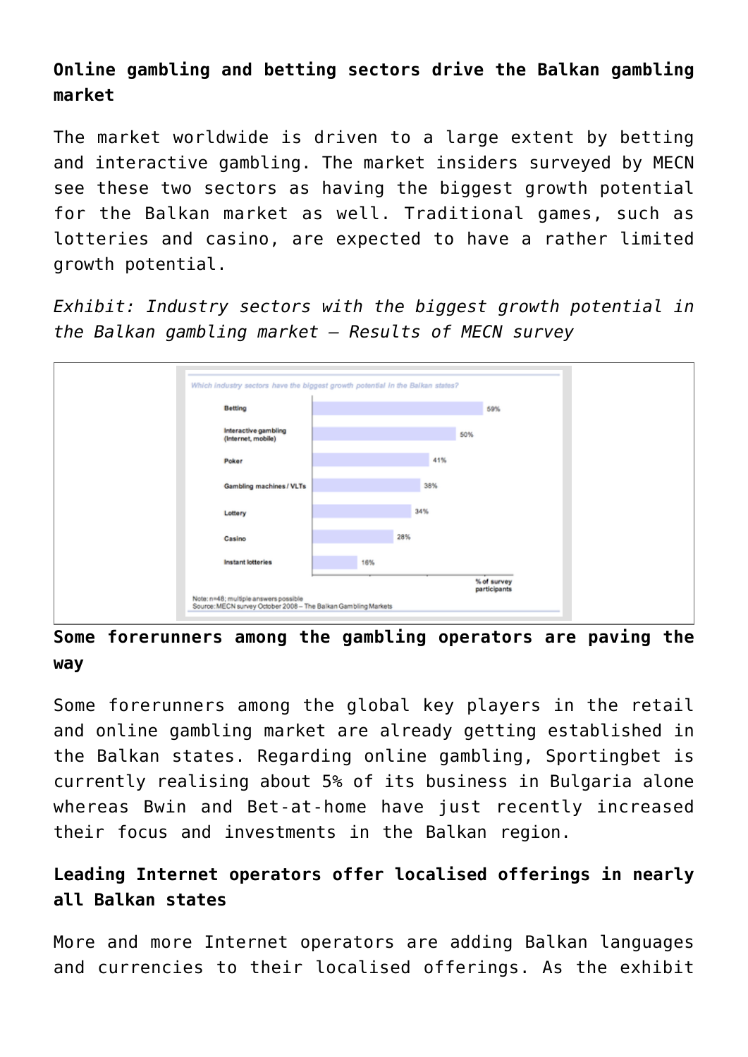**Online gambling and betting sectors drive the Balkan gambling market**

The market worldwide is driven to a large extent by betting and interactive gambling. The market insiders surveyed by MECN see these two sectors as having the biggest growth potential for the Balkan market as well. Traditional games, such as lotteries and casino, are expected to have a rather limited growth potential.

*Exhibit: Industry sectors with the biggest growth potential in the Balkan gambling market – Results of MECN survey*

*Which industry sectors have the biggest growth potential in the Balkan states?*

| Sector | % of survey participants |
| --- | --- |
| Betting | 59% |
| Interactive gambling (Internet, mobile) | 50% |
| Poker | 41% |
| Gambling machines / VLTs | 38% |
| Lottery | 34% |
| Casino | 28% |
| Instant lotteries | 16% |

Note: n=48; multiple answers possible
Source: MECN survey October 2008 – The Balkan Gambling Markets

**Some forerunners among the gambling operators are paving the way**

Some forerunners among the global key players in the retail and online gambling market are already getting established in the Balkan states. Regarding online gambling, Sportingbet is currently realising about 5% of its business in Bulgaria alone whereas Bwin and Bet-at-home have just recently increased their focus and investments in the Balkan region.

**Leading Internet operators offer localised offerings in nearly all Balkan states**

More and more Internet operators are adding Balkan languages and currencies to their localised offerings. As the exhibit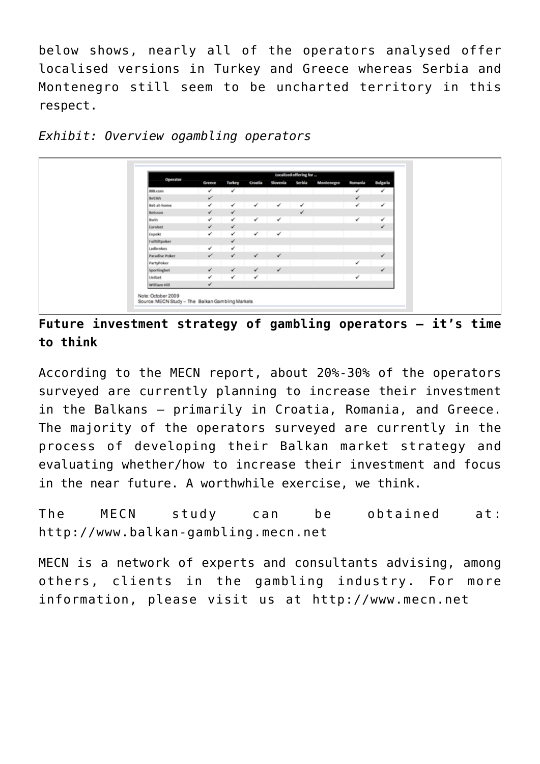below shows, nearly all of the operators analysed offer localised versions in Turkey and Greece whereas Serbia and Montenegro still seem to be uncharted territory in this respect.

*Exhibit: Overview ogambling operators*

| Operator | Localized offering for ... | | | | | | | |
|---|---|---|---|---|---|---|---|---|
| | Greece | Turkey | Croatia | Slovenia | Serbia | Montenegro | Romania | Bulgaria |
| 888.com | ✓ | ✓ | | | | | ✓ | ✓ |
| Bet365 | ✓ | | | | | | ✓ | |
| Bet-at-home | ✓ | ✓ | ✓ | ✓ | ✓ | | ✓ | ✓ |
| Betsson | ✓ | ✓ | | | ✓ | | | |
| Bwin | ✓ | ✓ | ✓ | ✓ | | | ✓ | ✓ |
| Eurobet | ✓ | ✓ | | | | | | ✓ |
| Expekt | ✓ | ✓ | ✓ | ✓ | | | | |
| Fulltiltpoker | | ✓ | | | | | | |
| Ladbrokes | ✓ | ✓ | | | | | | |
| Paradise Poker | ✓ | ✓ | ✓ | ✓ | | | | ✓ |
| PartyPoker | | | | | | | ✓ | |
| Sportingbet | ✓ | ✓ | ✓ | ✓ | | | | ✓ |
| Unibet | ✓ | ✓ | ✓ | | | | ✓ | |
| William Hill | ✓ | | | | | | | |

Note: October 2009
Source: MECN Study – The Balkan Gambling Markets

**Future investment strategy of gambling operators – it's time to think**

According to the MECN report, about 20%-30% of the operators surveyed are currently planning to increase their investment in the Balkans – primarily in Croatia, Romania, and Greece. The majority of the operators surveyed are currently in the process of developing their Balkan market strategy and evaluating whether/how to increase their investment and focus in the near future. A worthwhile exercise, we think.

The MECN study can be obtained at: http://www.balkan-gambling.mecn.net

MECN is a network of experts and consultants advising, among others, clients in the gambling industry. For more information, please visit us at http://www.mecn.net